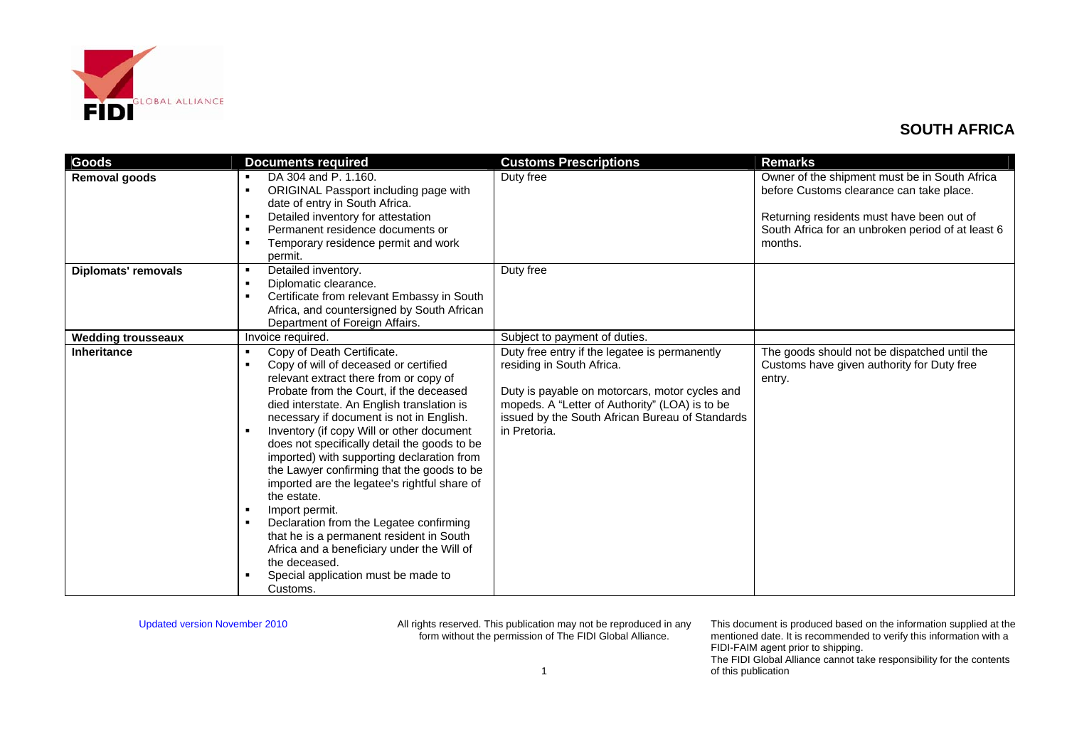## SOUTH AFRICA

| Goods | Documents required | Customs Prescriptions | Remarks |
|---|---|---|---|
| **Removal goods** | ▪ DA 304 and P. 1.160.<br>▪ ORIGINAL Passport including page with date of entry in South Africa.<br>▪ Detailed inventory for attestation<br>▪ Permanent residence documents or<br>▪ Temporary residence permit and work permit. | Duty free | Owner of the shipment must be in South Africa before Customs clearance can take place.<br><br>Returning residents must have been out of South Africa for an unbroken period of at least 6 months. |
| **Diplomats' removals** | ▪ Detailed inventory.<br>▪ Diplomatic clearance.<br>▪ Certificate from relevant Embassy in South Africa, and countersigned by South African Department of Foreign Affairs. | Duty free | |
| **Wedding trousseaux** | Invoice required. | Subject to payment of duties. | |
| **Inheritance** | ▪ Copy of Death Certificate.<br>▪ Copy of will of deceased or certified relevant extract there from or copy of Probate from the Court, if the deceased died interstate. An English translation is necessary if document is not in English.<br>▪ Inventory (if copy Will or other document does not specifically detail the goods to be imported) with supporting declaration from the Lawyer confirming that the goods to be imported are the legatee's rightful share of the estate.<br>▪ Import permit.<br>▪ Declaration from the Legatee confirming that he is a permanent resident in South Africa and a beneficiary under the Will of the deceased.<br>▪ Special application must be made to Customs. | Duty free entry if the legatee is permanently residing in South Africa.<br><br>Duty is payable on motorcars, motor cycles and mopeds. A "Letter of Authority" (LOA) is to be issued by the South African Bureau of Standards in Pretoria. | The goods should not be dispatched until the Customs have given authority for Duty free entry. |

Updated version November 2010

All rights reserved. This publication may not be reproduced in any form without the permission of The FIDI Global Alliance.

This document is produced based on the information supplied at the mentioned date. It is recommended to verify this information with a FIDI-FAIM agent prior to shipping.
The FIDI Global Alliance cannot take responsibility for the contents of this publication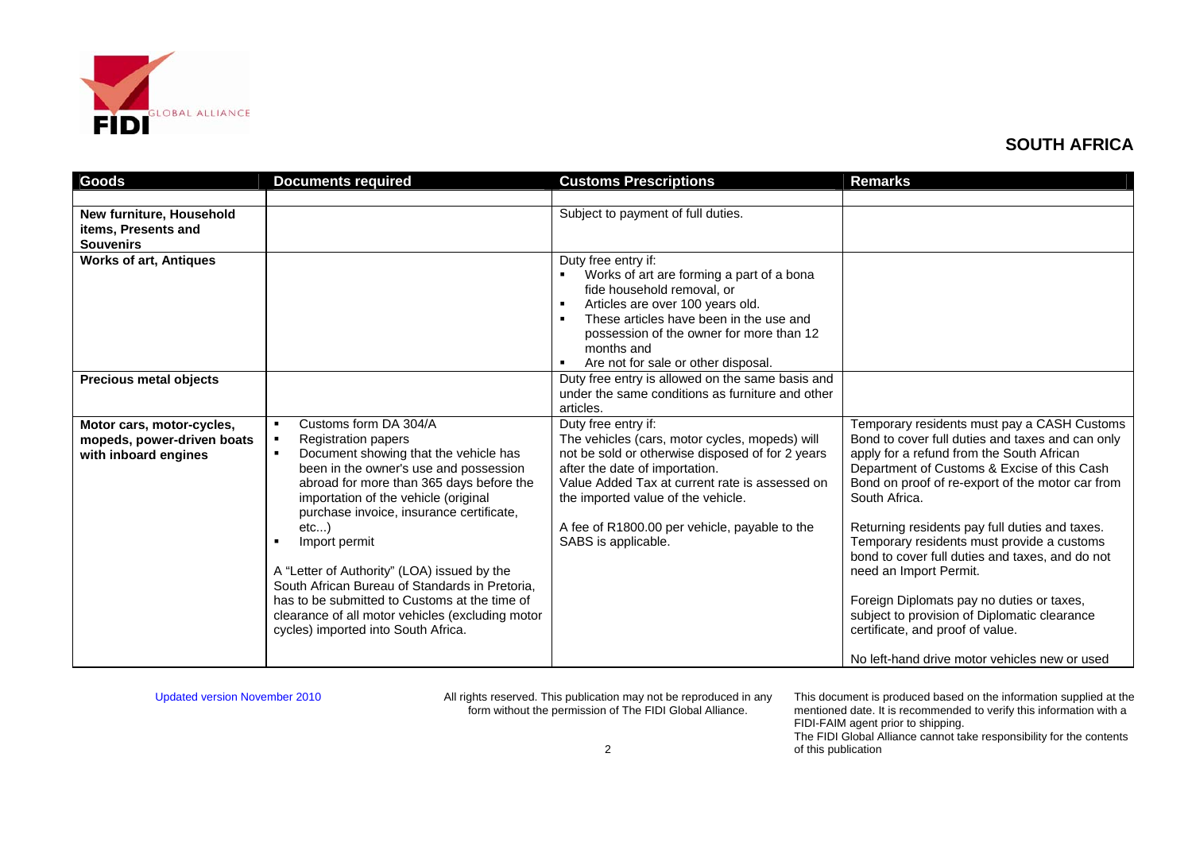## SOUTH AFRICA

| Goods | Documents required | Customs Prescriptions | Remarks |
|---|---|---|---|
| | | | |
| **New furniture, Household items, Presents and Souvenirs** | | Subject to payment of full duties. | |
| **Works of art, Antiques** | | Duty free entry if:<br>▪ Works of art are forming a part of a bona fide household removal, or<br>▪ Articles are over 100 years old.<br>▪ These articles have been in the use and possession of the owner for more than 12 months and<br>▪ Are not for sale or other disposal. | |
| **Precious metal objects** | | Duty free entry is allowed on the same basis and under the same conditions as furniture and other articles. | |
| **Motor cars, motor-cycles, mopeds, power-driven boats with inboard engines** | ▪ Customs form DA 304/A<br>▪ Registration papers<br>▪ Document showing that the vehicle has been in the owner's use and possession abroad for more than 365 days before the importation of the vehicle (original purchase invoice, insurance certificate, etc...)<br>▪ Import permit<br><br>A "Letter of Authority" (LOA) issued by the South African Bureau of Standards in Pretoria, has to be submitted to Customs at the time of clearance of all motor vehicles (excluding motor cycles) imported into South Africa. | Duty free entry if:<br>The vehicles (cars, motor cycles, mopeds) will not be sold or otherwise disposed of for 2 years after the date of importation.<br>Value Added Tax at current rate is assessed on the imported value of the vehicle.<br><br>A fee of R1800.00 per vehicle, payable to the SABS is applicable. | Temporary residents must pay a CASH Customs Bond to cover full duties and taxes and can only apply for a refund from the South African Department of Customs & Excise of this Cash Bond on proof of re-export of the motor car from South Africa.<br><br>Returning residents pay full duties and taxes.<br>Temporary residents must provide a customs bond to cover full duties and taxes, and do not need an Import Permit.<br><br>Foreign Diplomats pay no duties or taxes, subject to provision of Diplomatic clearance certificate, and proof of value.<br><br>No left-hand drive motor vehicles new or used |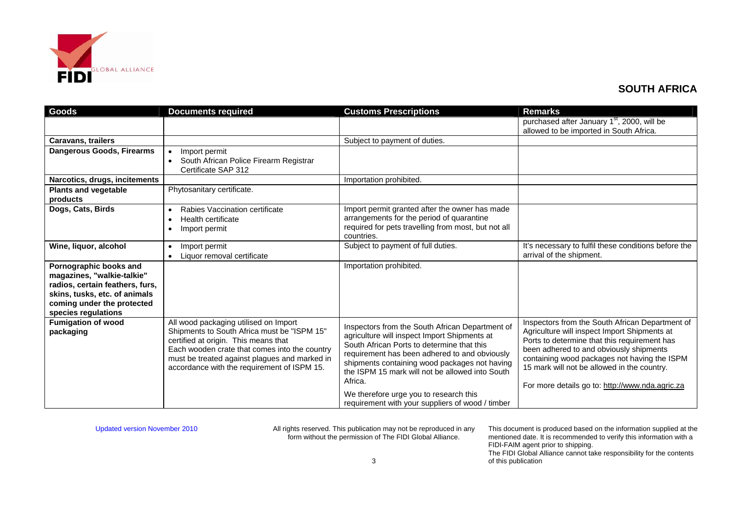## SOUTH AFRICA

| Goods | Documents required | Customs Prescriptions | Remarks |
|---|---|---|---|
| | | | purchased after January 1st, 2000, will be allowed to be imported in South Africa. |
| **Caravans, trailers** | | Subject to payment of duties. | |
| **Dangerous Goods, Firearms** | • Import permit<br>• South African Police Firearm Registrar Certificate SAP 312 | | |
| **Narcotics, drugs, incitements** | | Importation prohibited. | |
| **Plants and vegetable products** | Phytosanitary certificate. | | |
| **Dogs, Cats, Birds** | • Rabies Vaccination certificate<br>• Health certificate<br>• Import permit | Import permit granted after the owner has made arrangements for the period of quarantine required for pets travelling from most, but not all countries. | |
| **Wine, liquor, alcohol** | • Import permit<br>• Liquor removal certificate | Subject to payment of full duties. | It's necessary to fulfil these conditions before the arrival of the shipment. |
| **Pornographic books and magazines, "walkie-talkie" radios, certain feathers, furs, skins, tusks, etc. of animals coming under the protected species regulations** | | Importation prohibited. | |
| **Fumigation of wood packaging** | All wood packaging utilised on Import Shipments to South Africa must be "ISPM 15" certified at origin. This means that Each wooden crate that comes into the country must be treated against plagues and marked in accordance with the requirement of ISPM 15. | Inspectors from the South African Department of agriculture will inspect Import Shipments at South African Ports to determine that this requirement has been adhered to and obviously shipments containing wood packages not having the ISPM 15 mark will not be allowed into South Africa.<br><br>We therefore urge you to research this requirement with your suppliers of wood / timber | Inspectors from the South African Department of Agriculture will inspect Import Shipments at Ports to determine that this requirement has been adhered to and obviously shipments containing wood packages not having the ISPM 15 mark will not be allowed in the country.<br><br>For more details go to: http://www.nda.agric.za |

Updated version November 2010

All rights reserved. This publication may not be reproduced in any form without the permission of The FIDI Global Alliance.

This document is produced based on the information supplied at the mentioned date. It is recommended to verify this information with a FIDI-FAIM agent prior to shipping. The FIDI Global Alliance cannot take responsibility for the contents of this publication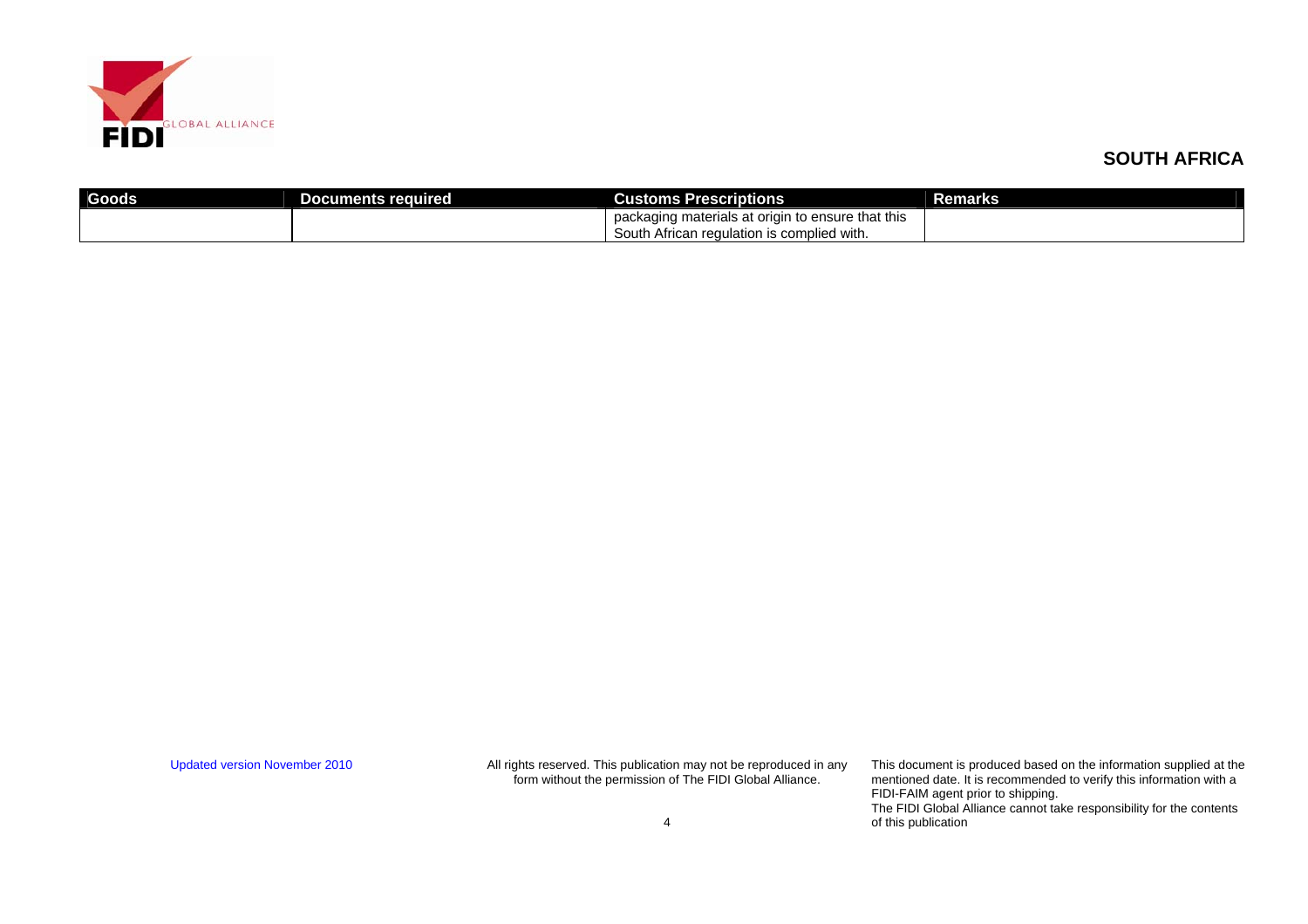## SOUTH AFRICA

| Goods | Documents required | Customs Prescriptions | Remarks |
| --- | --- | --- | --- |
| | | packaging materials at origin to ensure that this South African regulation is complied with. | |

Updated version November 2010

All rights reserved. This publication may not be reproduced in any form without the permission of The FIDI Global Alliance.

This document is produced based on the information supplied at the mentioned date. It is recommended to verify this information with a FIDI-FAIM agent prior to shipping.
The FIDI Global Alliance cannot take responsibility for the contents of this publication